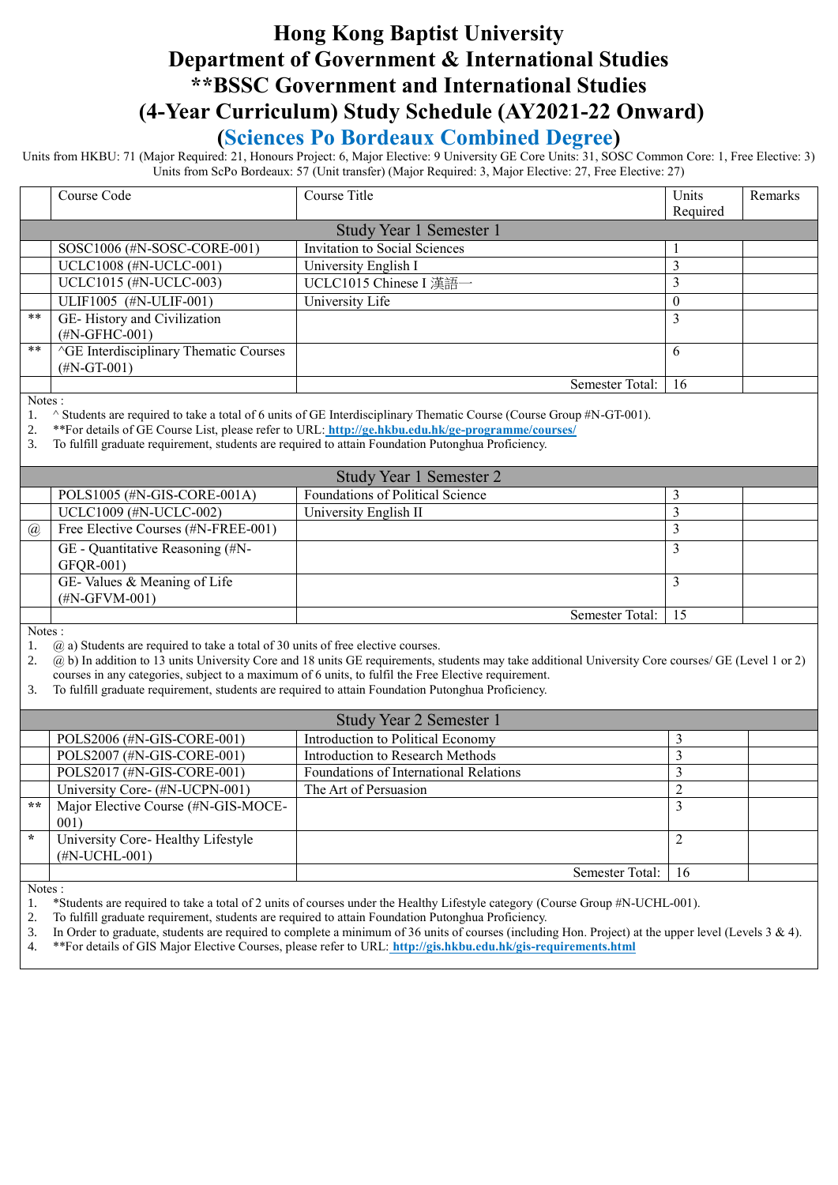# Hong Kong Baptist University
# Department of Government & International Studies
# **BSSC Government and International Studies
# (4-Year Curriculum) Study Schedule (AY2021-22 Onward)
## (Sciences Po Bordeaux Combined Degree)

Units from HKBU: 71 (Major Required: 21, Honours Project: 6, Major Elective: 9 University GE Core Units: 31, SOSC Common Core: 1, Free Elective: 3)
Units from ScPo Bordeaux: 57 (Unit transfer) (Major Required: 3, Major Elective: 27, Free Elective: 27)

| | Course Code | Course Title | Units Required | Remarks |
|---|---|---|---|---|
| | | Study Year 1 Semester 1 | | |
| | SOSC1006 (#N-SOSC-CORE-001) | Invitation to Social Sciences | 1 | |
| | UCLC1008 (#N-UCLC-001) | University English I | 3 | |
| | UCLC1015 (#N-UCLC-003) | UCLC1015 Chinese I 漢語一 | 3 | |
| | ULIF1005 (#N-ULIF-001) | University Life | 0 | |
| ** | GE- History and Civilization (#N-GFHC-001) | | 3 | |
| ** | ^GE Interdisciplinary Thematic Courses (#N-GT-001) | | 6 | |
| | | Semester Total: | 16 | |

Notes :
1. ^ Students are required to take a total of 6 units of GE Interdisciplinary Thematic Course (Course Group #N-GT-001).
2. **For details of GE Course List, please refer to URL: http://ge.hkbu.edu.hk/ge-programme/courses/
3. To fulfill graduate requirement, students are required to attain Foundation Putonghua Proficiency.

| | Course Code | Course Title | Units Required | Remarks |
|---|---|---|---|---|
| | | Study Year 1 Semester 2 | | |
| | POLS1005 (#N-GIS-CORE-001A) | Foundations of Political Science | 3 | |
| | UCLC1009 (#N-UCLC-002) | University English II | 3 | |
| @ | Free Elective Courses (#N-FREE-001) | | 3 | |
| | GE - Quantitative Reasoning (#N-GFQR-001) | | 3 | |
| | GE- Values & Meaning of Life (#N-GFVM-001) | | 3 | |
| | | Semester Total: | 15 | |

Notes :
1. @ a) Students are required to take a total of 30 units of free elective courses.
2. @ b) In addition to 13 units University Core and 18 units GE requirements, students may take additional University Core courses/ GE (Level 1 or 2) courses in any categories, subject to a maximum of 6 units, to fulfil the Free Elective requirement.
3. To fulfill graduate requirement, students are required to attain Foundation Putonghua Proficiency.

| | Course Code | Course Title | Units Required | Remarks |
|---|---|---|---|---|
| | | Study Year 2 Semester 1 | | |
| | POLS2006 (#N-GIS-CORE-001) | Introduction to Political Economy | 3 | |
| | POLS2007 (#N-GIS-CORE-001) | Introduction to Research Methods | 3 | |
| | POLS2017 (#N-GIS-CORE-001) | Foundations of International Relations | 3 | |
| | University Core- (#N-UCPN-001) | The Art of Persuasion | 2 | |
| ** | Major Elective Course (#N-GIS-MOCE-001) | | 3 | |
| * | University Core- Healthy Lifestyle (#N-UCHL-001) | | 2 | |
| | | Semester Total: | 16 | |

Notes :
1. *Students are required to take a total of 2 units of courses under the Healthy Lifestyle category (Course Group #N-UCHL-001).
2. To fulfill graduate requirement, students are required to attain Foundation Putonghua Proficiency.
3. In Order to graduate, students are required to complete a minimum of 36 units of courses (including Hon. Project) at the upper level (Levels 3 & 4).
4. **For details of GIS Major Elective Courses, please refer to URL: http://gis.hkbu.edu.hk/gis-requirements.html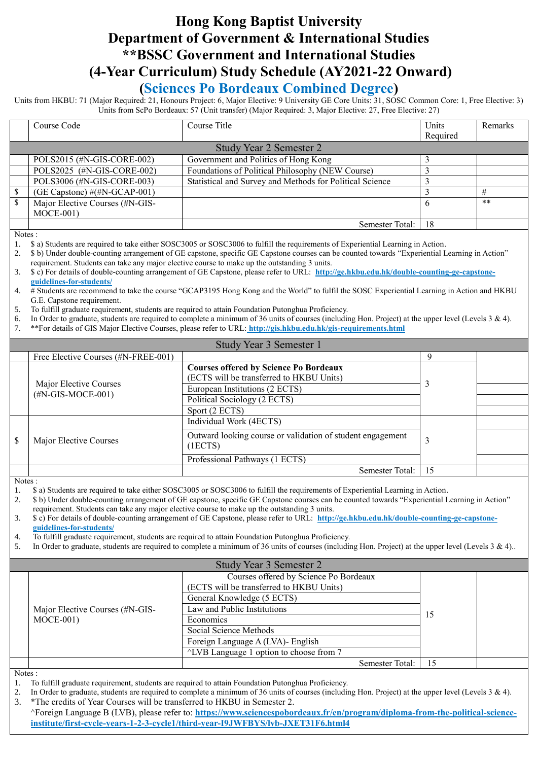# Hong Kong Baptist University
# Department of Government & International Studies
# **BSSC Government and International Studies
# (4-Year Curriculum) Study Schedule (AY2021-22 Onward)
## (Sciences Po Bordeaux Combined Degree)

Units from HKBU: 71 (Major Required: 21, Honours Project: 6, Major Elective: 9 University GE Core Units: 31, SOSC Common Core: 1, Free Elective: 3)
Units from ScPo Bordeaux: 57 (Unit transfer) (Major Required: 3, Major Elective: 27, Free Elective: 27)

| | Course Code | Course Title | Units Required | Remarks |
|---|---|---|---|---|
| | **Study Year 2 Semester 2** | | | |
| | POLS2015 (#N-GIS-CORE-002) | Government and Politics of Hong Kong | 3 | |
| | POLS2025 (#N-GIS-CORE-002) | Foundations of Political Philosophy (NEW Course) | 3 | |
| | POLS3006 (#N-GIS-CORE-003) | Statistical and Survey and Methods for Political Science | 3 | |
| $ | (GE Capstone) #(#N-GCAP-001) | | 3 | # |
| $ | Major Elective Courses (#N-GIS-MOCE-001) | | 6 | ** |
| | | Semester Total: | 18 | |

Notes :
1. $ a) Students are required to take either SOSC3005 or SOSC3006 to fulfill the requirements of Experiential Learning in Action.
2. $ b) Under double-counting arrangement of GE capstone, specific GE Capstone courses can be counted towards "Experiential Learning in Action" requirement. Students can take any major elective course to make up the outstanding 3 units.
3. $ c) For details of double-counting arrangement of GE Capstone, please refer to URL: **http://ge.hkbu.edu.hk/double-counting-ge-capstone-guidelines-for-students/**
4. # Students are recommend to take the course "GCAP3195 Hong Kong and the World" to fulfil the SOSC Experiential Learning in Action and HKBU G.E. Capstone requirement.
5. To fulfill graduate requirement, students are required to attain Foundation Putonghua Proficiency.
6. In Order to graduate, students are required to complete a minimum of 36 units of courses (including Hon. Project) at the upper level (Levels 3 & 4).
7. **For details of GIS Major Elective Courses, please refer to URL: **http://gis.hkbu.edu.hk/gis-requirements.html**

| | Course Code | Course Title | Units Required | Remarks |
|---|---|---|---|---|
| | **Study Year 3 Semester 1** | | | |
| | Free Elective Courses (#N-FREE-001) | | 9 | |
| | Major Elective Courses (#N-GIS-MOCE-001) | **Courses offered by Science Po Bordeaux** (ECTS will be transferred to HKBU Units) | 3 | |
| | | European Institutions (2 ECTS) | | |
| | | Political Sociology (2 ECTS) | | |
| | | Sport (2 ECTS) | | |
| $ | Major Elective Courses | Individual Work (4ECTS) | 3 | |
| | | Outward looking course or validation of student engagement (1ECTS) | | |
| | | Professional Pathways (1 ECTS) | | |
| | | Semester Total: | 15 | |

Notes :
1. $ a) Students are required to take either SOSC3005 or SOSC3006 to fulfill the requirements of Experiential Learning in Action.
2. $ b) Under double-counting arrangement of GE capstone, specific GE Capstone courses can be counted towards "Experiential Learning in Action" requirement. Students can take any major elective course to make up the outstanding 3 units.
3. $ c) For details of double-counting arrangement of GE Capstone, please refer to URL: **http://ge.hkbu.edu.hk/double-counting-ge-capstone-guidelines-for-students/**
4. To fulfill graduate requirement, students are required to attain Foundation Putonghua Proficiency.
5. In Order to graduate, students are required to complete a minimum of 36 units of courses (including Hon. Project) at the upper level (Levels 3 & 4)..

| | Course Code | Course Title | Units Required | Remarks |
|---|---|---|---|---|
| | **Study Year 3 Semester 2** | | | |
| | Major Elective Courses (#N-GIS-MOCE-001) | Courses offered by Science Po Bordeaux (ECTS will be transferred to HKBU Units) | 15 | |
| | | General Knowledge (5 ECTS) | | |
| | | Law and Public Institutions | | |
| | | Economics | | |
| | | Social Science Methods | | |
| | | Foreign Language A (LVA)- English | | |
| | | ^LVB Language 1 option to choose from 7 | | |
| | | Semester Total: | 15 | |

Notes :
1. To fulfill graduate requirement, students are required to attain Foundation Putonghua Proficiency.
2. In Order to graduate, students are required to complete a minimum of 36 units of courses (including Hon. Project) at the upper level (Levels 3 & 4).
3. *The credits of Year Courses will be transferred to HKBU in Semester 2.
   ^Foreign Language B (LVB), please refer to: **https://www.sciencespobordeaux.fr/en/program/diploma-from-the-political-science-institute/first-cycle-years-1-2-3-cycle1/third-year-I9JWFBYS/lvb-JXET31F6.html4**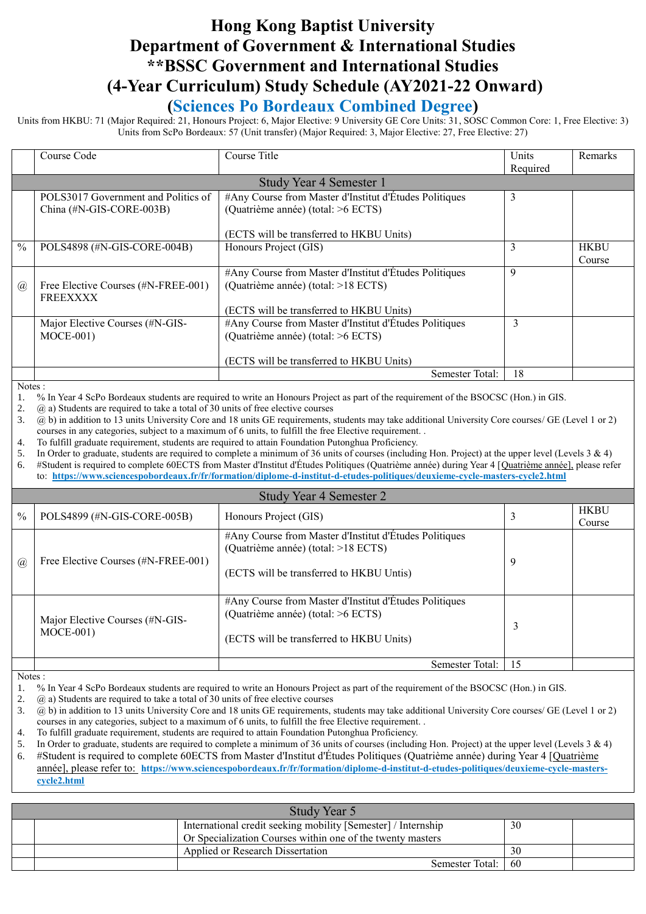# Hong Kong Baptist University
# Department of Government & International Studies
# **BSSC Government and International Studies
# (4-Year Curriculum) Study Schedule (AY2021-22 Onward)
## (Sciences Po Bordeaux Combined Degree)

Units from HKBU: 71 (Major Required: 21, Honours Project: 6, Major Elective: 9 University GE Core Units: 31, SOSC Common Core: 1, Free Elective: 3)
Units from ScPo Bordeaux: 57 (Unit transfer) (Major Required: 3, Major Elective: 27, Free Elective: 27)

| | Course Code | Course Title | Units Required | Remarks |
|---|---|---|---|---|
| | | **Study Year 4 Semester 1** | | |
| | POLS3017 Government and Politics of China (#N-GIS-CORE-003B) | #Any Course from Master d'Institut d'Études Politiques (Quatrième année) (total: >6 ECTS)<br><br>(ECTS will be transferred to HKBU Units) | 3 | |
| % | POLS4898 (#N-GIS-CORE-004B) | Honours Project (GIS) | 3 | HKBU Course |
| @ | Free Elective Courses (#N-FREE-001) FREEXXXX | #Any Course from Master d'Institut d'Études Politiques (Quatrième année) (total: >18 ECTS)<br><br>(ECTS will be transferred to HKBU Units) | 9 | |
| | Major Elective Courses (#N-GIS-MOCE-001) | #Any Course from Master d'Institut d'Études Politiques (Quatrième année) (total: >6 ECTS)<br><br>(ECTS will be transferred to HKBU Units) | 3 | |
| | | Semester Total: | 18 | |

Notes :
1. % In Year 4 ScPo Bordeaux students are required to write an Honours Project as part of the requirement of the BSOCSC (Hon.) in GIS.
2. @ a) Students are required to take a total of 30 units of free elective courses
3. @ b) in addition to 13 units University Core and 18 units GE requirements, students may take additional University Core courses/ GE (Level 1 or 2) courses in any categories, subject to a maximum of 6 units, to fulfill the free Elective requirement. .
4. To fulfill graduate requirement, students are required to attain Foundation Putonghua Proficiency.
5. In Order to graduate, students are required to complete a minimum of 36 units of courses (including Hon. Project) at the upper level (Levels 3 & 4)
6. #Student is required to complete 60ECTS from Master d'Institut d'Études Politiques (Quatrième année) during Year 4 [Quatrième année], please refer to: **https://www.sciencespobordeaux.fr/fr/formation/diplome-d-institut-d-etudes-politiques/deuxieme-cycle-masters-cycle2.html**

| | Course Code | Course Title | Units Required | Remarks |
|---|---|---|---|---|
| | | **Study Year 4 Semester 2** | | |
| % | POLS4899 (#N-GIS-CORE-005B) | Honours Project (GIS) | 3 | HKBU Course |
| @ | Free Elective Courses (#N-FREE-001) | #Any Course from Master d'Institut d'Études Politiques (Quatrième année) (total: >18 ECTS)<br><br>(ECTS will be transferred to HKBU Untis) | 9 | |
| | Major Elective Courses (#N-GIS-MOCE-001) | #Any Course from Master d'Institut d'Études Politiques (Quatrième année) (total: >6 ECTS)<br><br>(ECTS will be transferred to HKBU Units) | 3 | |
| | | Semester Total: | 15 | |

Notes :
1. % In Year 4 ScPo Bordeaux students are required to write an Honours Project as part of the requirement of the BSOCSC (Hon.) in GIS.
2. @ a) Students are required to take a total of 30 units of free elective courses
3. @ b) in addition to 13 units University Core and 18 units GE requirements, students may take additional University Core courses/ GE (Level 1 or 2) courses in any categories, subject to a maximum of 6 units, to fulfill the free Elective requirement. .
4. To fulfill graduate requirement, students are required to attain Foundation Putonghua Proficiency.
5. In Order to graduate, students are required to complete a minimum of 36 units of courses (including Hon. Project) at the upper level (Levels 3 & 4)
6. #Student is required to complete 60ECTS from Master d'Institut d'Études Politiques (Quatrième année) during Year 4 [Quatrième année], please refer to: **https://www.sciencespobordeaux.fr/fr/formation/diplome-d-institut-d-etudes-politiques/deuxieme-cycle-masters-cycle2.html**

| | | | | |
|---|---|---|---|---|
| | | **Study Year 5** | | |
| | | International credit seeking mobility [Semester] / Internship<br>Or Specialization Courses within one of the twenty masters | 30 | |
| | | Applied or Research Dissertation | 30 | |
| | | Semester Total: | 60 | |